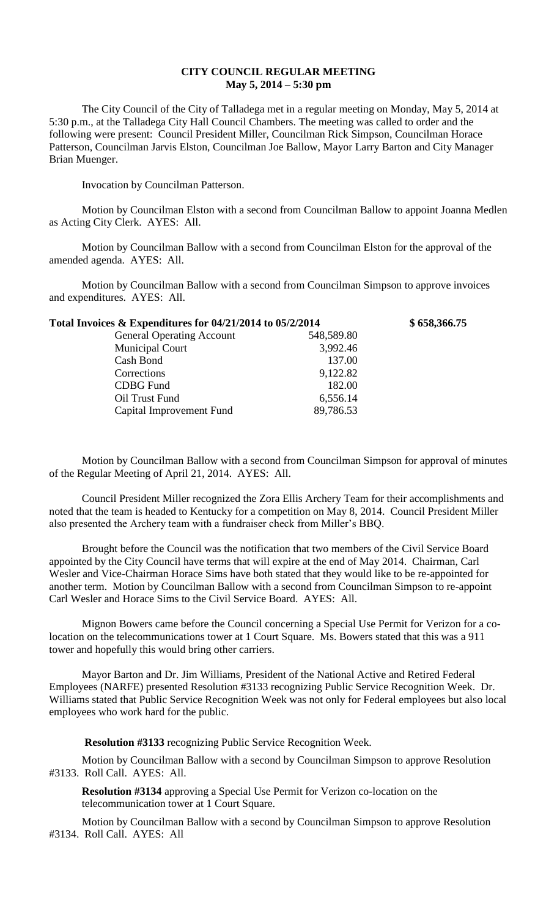# CITY COUNCIL REGULAR MEETING
## May 5, 2014 – 5:30 pm

The City Council of the City of Talladega met in a regular meeting on Monday, May 5, 2014 at 5:30 p.m., at the Talladega City Hall Council Chambers. The meeting was called to order and the following were present: Council President Miller, Councilman Rick Simpson, Councilman Horace Patterson, Councilman Jarvis Elston, Councilman Joe Ballow, Mayor Larry Barton and City Manager Brian Muenger.

Invocation by Councilman Patterson.

Motion by Councilman Elston with a second from Councilman Ballow to appoint Joanna Medlen as Acting City Clerk. AYES: All.

Motion by Councilman Ballow with a second from Councilman Elston for the approval of the amended agenda. AYES: All.

Motion by Councilman Ballow with a second from Councilman Simpson to approve invoices and expenditures. AYES: All.

| Total Invoices & Expenditures for 04/21/2014 to 05/2/2014 | | $ 658,366.75 |
|---|---|---|
| General Operating Account | 548,589.80 | |
| Municipal Court | 3,992.46 | |
| Cash Bond | 137.00 | |
| Corrections | 9,122.82 | |
| CDBG Fund | 182.00 | |
| Oil Trust Fund | 6,556.14 | |
| Capital Improvement Fund | 89,786.53 | |

Motion by Councilman Ballow with a second from Councilman Simpson for approval of minutes of the Regular Meeting of April 21, 2014. AYES: All.

Council President Miller recognized the Zora Ellis Archery Team for their accomplishments and noted that the team is headed to Kentucky for a competition on May 8, 2014. Council President Miller also presented the Archery team with a fundraiser check from Miller's BBQ.

Brought before the Council was the notification that two members of the Civil Service Board appointed by the City Council have terms that will expire at the end of May 2014. Chairman, Carl Wesler and Vice-Chairman Horace Sims have both stated that they would like to be re-appointed for another term. Motion by Councilman Ballow with a second from Councilman Simpson to re-appoint Carl Wesler and Horace Sims to the Civil Service Board. AYES: All.

Mignon Bowers came before the Council concerning a Special Use Permit for Verizon for a co-location on the telecommunications tower at 1 Court Square. Ms. Bowers stated that this was a 911 tower and hopefully this would bring other carriers.

Mayor Barton and Dr. Jim Williams, President of the National Active and Retired Federal Employees (NARFE) presented Resolution #3133 recognizing Public Service Recognition Week. Dr. Williams stated that Public Service Recognition Week was not only for Federal employees but also local employees who work hard for the public.

**Resolution #3133** recognizing Public Service Recognition Week.

Motion by Councilman Ballow with a second by Councilman Simpson to approve Resolution #3133. Roll Call. AYES: All.

**Resolution #3134** approving a Special Use Permit for Verizon co-location on the telecommunication tower at 1 Court Square.

Motion by Councilman Ballow with a second by Councilman Simpson to approve Resolution #3134. Roll Call. AYES: All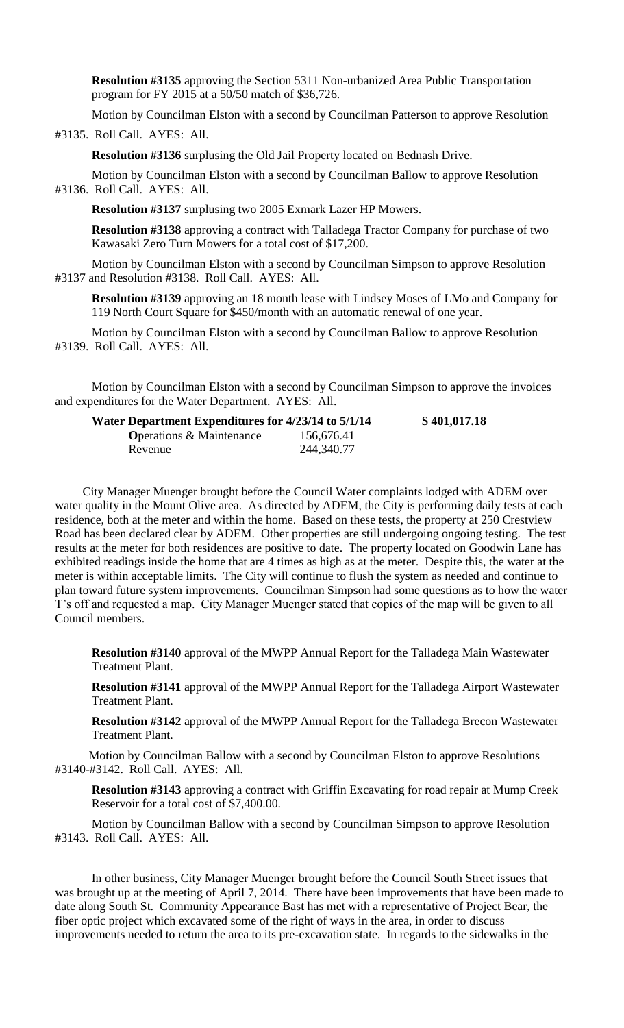**Resolution #3135** approving the Section 5311 Non-urbanized Area Public Transportation program for FY 2015 at a 50/50 match of $36,726.

Motion by Councilman Elston with a second by Councilman Patterson to approve Resolution #3135. Roll Call. AYES: All.

**Resolution #3136** surplusing the Old Jail Property located on Bednash Drive.

Motion by Councilman Elston with a second by Councilman Ballow to approve Resolution #3136. Roll Call. AYES: All.

**Resolution #3137** surplusing two 2005 Exmark Lazer HP Mowers.

**Resolution #3138** approving a contract with Talladega Tractor Company for purchase of two Kawasaki Zero Turn Mowers for a total cost of $17,200.

Motion by Councilman Elston with a second by Councilman Simpson to approve Resolution #3137 and Resolution #3138. Roll Call. AYES: All.

**Resolution #3139** approving an 18 month lease with Lindsey Moses of LMo and Company for 119 North Court Square for $450/month with an automatic renewal of one year.

Motion by Councilman Elston with a second by Councilman Ballow to approve Resolution #3139. Roll Call. AYES: All.

Motion by Councilman Elston with a second by Councilman Simpson to approve the invoices and expenditures for the Water Department. AYES: All.

| **Water Department Expenditures for 4/23/14 to 5/1/14** | | **$ 401,017.18** |
|---|---|---|
| Operations & Maintenance | 156,676.41 | |
| Revenue | 244,340.77 | |

City Manager Muenger brought before the Council Water complaints lodged with ADEM over water quality in the Mount Olive area. As directed by ADEM, the City is performing daily tests at each residence, both at the meter and within the home. Based on these tests, the property at 250 Crestview Road has been declared clear by ADEM. Other properties are still undergoing ongoing testing. The test results at the meter for both residences are positive to date. The property located on Goodwin Lane has exhibited readings inside the home that are 4 times as high as at the meter. Despite this, the water at the meter is within acceptable limits. The City will continue to flush the system as needed and continue to plan toward future system improvements. Councilman Simpson had some questions as to how the water T's off and requested a map. City Manager Muenger stated that copies of the map will be given to all Council members.

**Resolution #3140** approval of the MWPP Annual Report for the Talladega Main Wastewater Treatment Plant.

**Resolution #3141** approval of the MWPP Annual Report for the Talladega Airport Wastewater Treatment Plant.

**Resolution #3142** approval of the MWPP Annual Report for the Talladega Brecon Wastewater Treatment Plant.

Motion by Councilman Ballow with a second by Councilman Elston to approve Resolutions #3140-#3142. Roll Call. AYES: All.

**Resolution #3143** approving a contract with Griffin Excavating for road repair at Mump Creek Reservoir for a total cost of $7,400.00.

Motion by Councilman Ballow with a second by Councilman Simpson to approve Resolution #3143. Roll Call. AYES: All.

In other business, City Manager Muenger brought before the Council South Street issues that was brought up at the meeting of April 7, 2014. There have been improvements that have been made to date along South St. Community Appearance Bast has met with a representative of Project Bear, the fiber optic project which excavated some of the right of ways in the area, in order to discuss improvements needed to return the area to its pre-excavation state. In regards to the sidewalks in the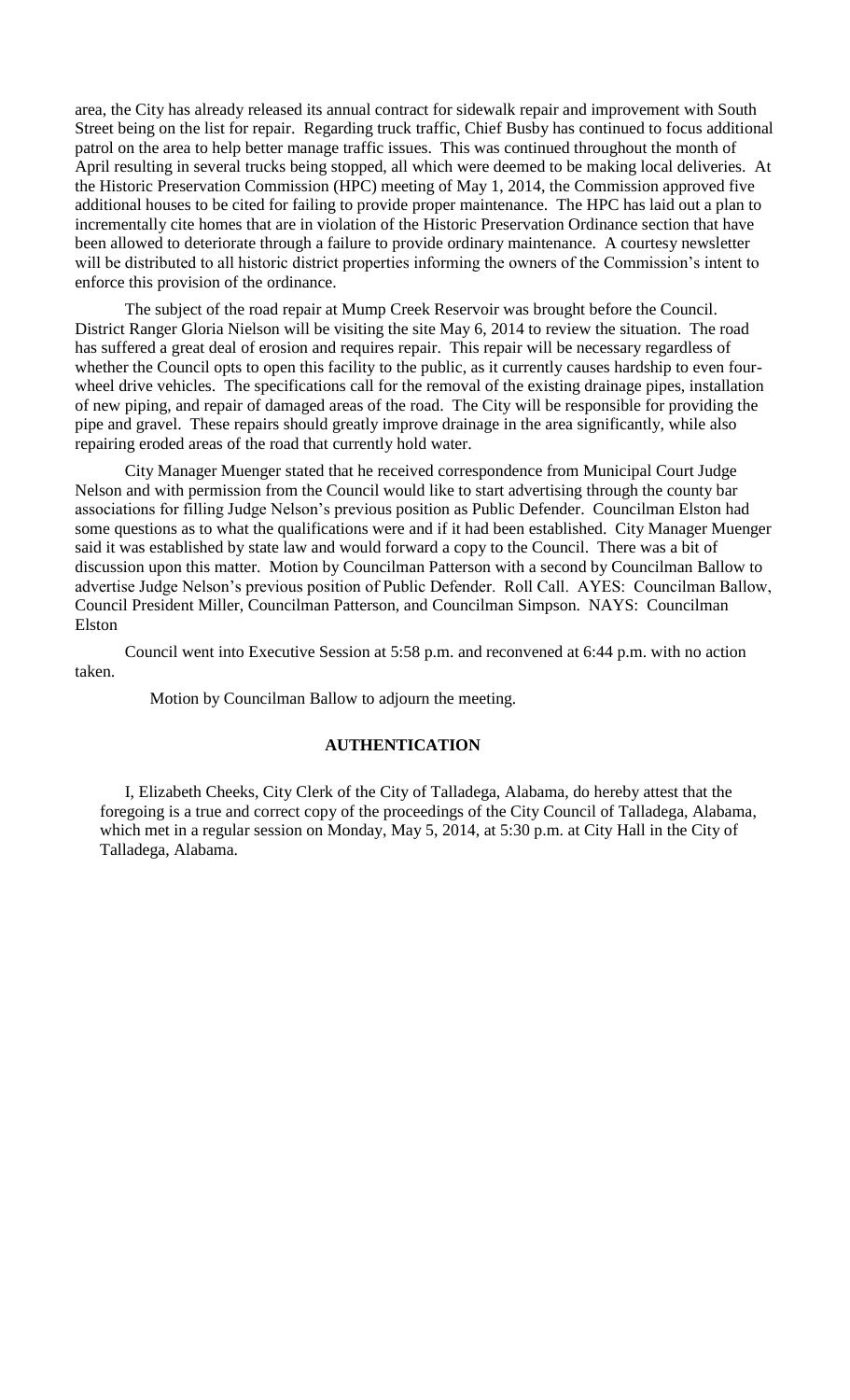area, the City has already released its annual contract for sidewalk repair and improvement with South Street being on the list for repair. Regarding truck traffic, Chief Busby has continued to focus additional patrol on the area to help better manage traffic issues. This was continued throughout the month of April resulting in several trucks being stopped, all which were deemed to be making local deliveries. At the Historic Preservation Commission (HPC) meeting of May 1, 2014, the Commission approved five additional houses to be cited for failing to provide proper maintenance. The HPC has laid out a plan to incrementally cite homes that are in violation of the Historic Preservation Ordinance section that have been allowed to deteriorate through a failure to provide ordinary maintenance. A courtesy newsletter will be distributed to all historic district properties informing the owners of the Commission's intent to enforce this provision of the ordinance.

The subject of the road repair at Mump Creek Reservoir was brought before the Council. District Ranger Gloria Nielson will be visiting the site May 6, 2014 to review the situation. The road has suffered a great deal of erosion and requires repair. This repair will be necessary regardless of whether the Council opts to open this facility to the public, as it currently causes hardship to even four-wheel drive vehicles. The specifications call for the removal of the existing drainage pipes, installation of new piping, and repair of damaged areas of the road. The City will be responsible for providing the pipe and gravel. These repairs should greatly improve drainage in the area significantly, while also repairing eroded areas of the road that currently hold water.

City Manager Muenger stated that he received correspondence from Municipal Court Judge Nelson and with permission from the Council would like to start advertising through the county bar associations for filling Judge Nelson's previous position as Public Defender. Councilman Elston had some questions as to what the qualifications were and if it had been established. City Manager Muenger said it was established by state law and would forward a copy to the Council. There was a bit of discussion upon this matter. Motion by Councilman Patterson with a second by Councilman Ballow to advertise Judge Nelson's previous position of Public Defender. Roll Call. AYES: Councilman Ballow, Council President Miller, Councilman Patterson, and Councilman Simpson. NAYS: Councilman Elston

Council went into Executive Session at 5:58 p.m. and reconvened at 6:44 p.m. with no action taken.

Motion by Councilman Ballow to adjourn the meeting.

**AUTHENTICATION**

I, Elizabeth Cheeks, City Clerk of the City of Talladega, Alabama, do hereby attest that the foregoing is a true and correct copy of the proceedings of the City Council of Talladega, Alabama, which met in a regular session on Monday, May 5, 2014, at 5:30 p.m. at City Hall in the City of Talladega, Alabama.